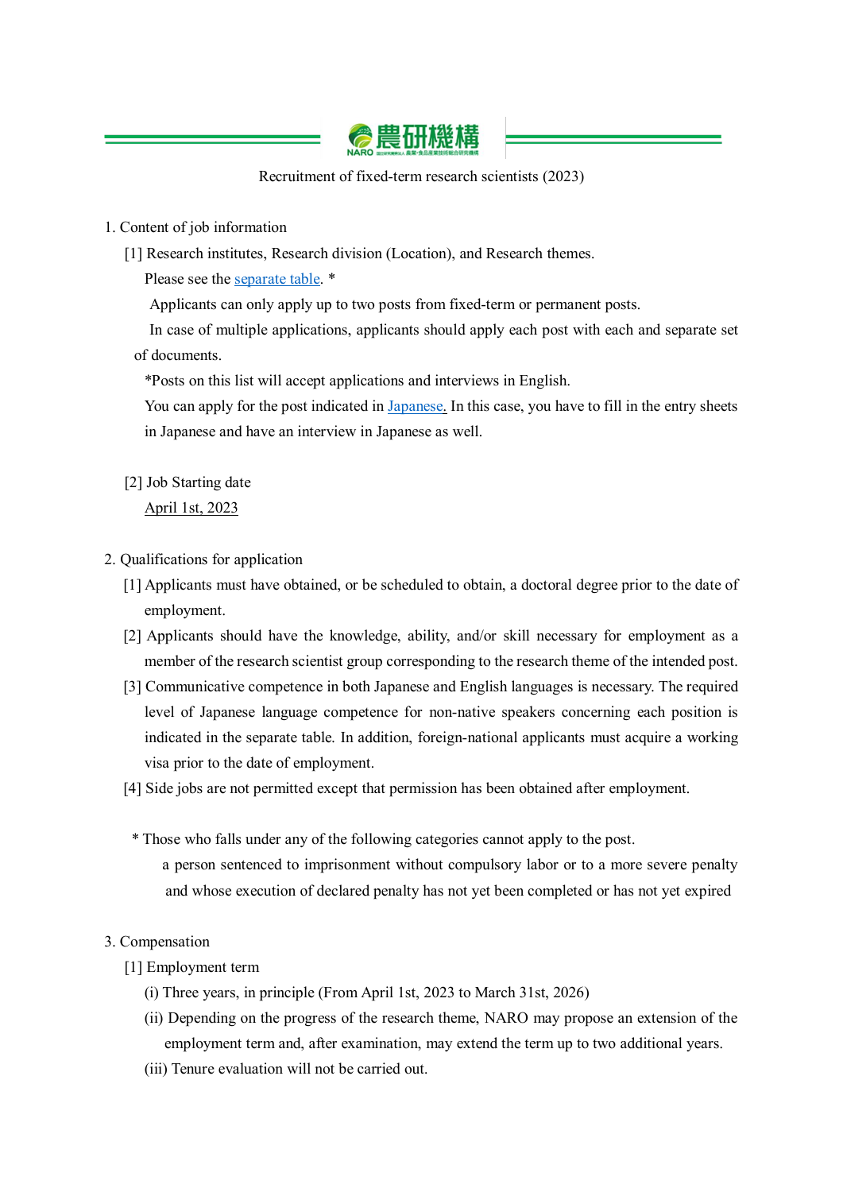Recruitment of fixed-term research scientists (2023)

1. Content of job information

[1] Research institutes, Research division (Location), and Research themes.

Please see the separate table. *

Applicants can only apply up to two posts from fixed-term or permanent posts.

In case of multiple applications, applicants should apply each post with each and separate set of documents.

*Posts on this list will accept applications and interviews in English.

You can apply for the post indicated in Japanese. In this case, you have to fill in the entry sheets in Japanese and have an interview in Japanese as well.

[2] Job Starting date

April 1st, 2023

2. Qualifications for application

[1] Applicants must have obtained, or be scheduled to obtain, a doctoral degree prior to the date of employment.

[2] Applicants should have the knowledge, ability, and/or skill necessary for employment as a member of the research scientist group corresponding to the research theme of the intended post.

[3] Communicative competence in both Japanese and English languages is necessary. The required level of Japanese language competence for non-native speakers concerning each position is indicated in the separate table. In addition, foreign-national applicants must acquire a working visa prior to the date of employment.

[4] Side jobs are not permitted except that permission has been obtained after employment.

\* Those who falls under any of the following categories cannot apply to the post.

a person sentenced to imprisonment without compulsory labor or to a more severe penalty and whose execution of declared penalty has not yet been completed or has not yet expired

3. Compensation

[1] Employment term

(i) Three years, in principle (From April 1st, 2023 to March 31st, 2026)

(ii) Depending on the progress of the research theme, NARO may propose an extension of the employment term and, after examination, may extend the term up to two additional years.

(iii) Tenure evaluation will not be carried out.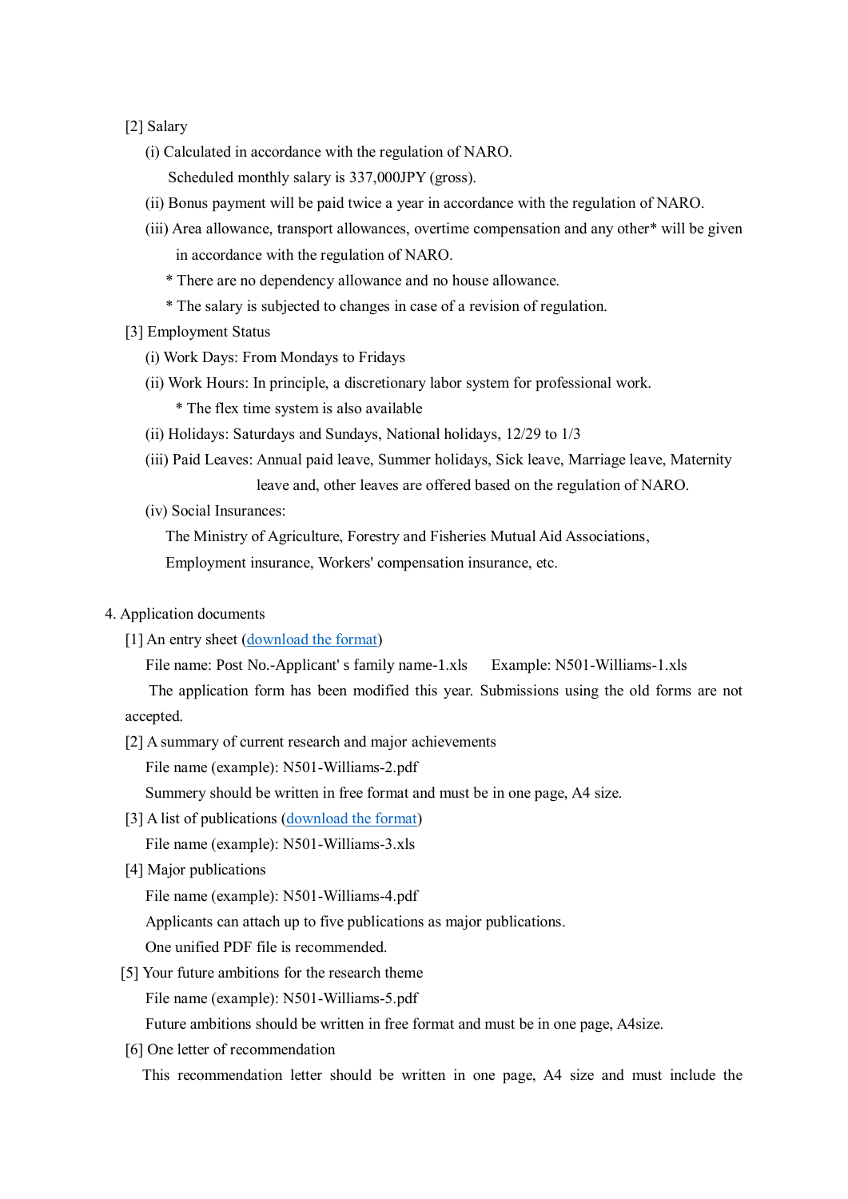[2] Salary

(i) Calculated in accordance with the regulation of NARO.

Scheduled monthly salary is 337,000JPY (gross).

(ii) Bonus payment will be paid twice a year in accordance with the regulation of NARO.

(iii) Area allowance, transport allowances, overtime compensation and any other* will be given in accordance with the regulation of NARO.

* There are no dependency allowance and no house allowance.
* The salary is subjected to changes in case of a revision of regulation.

[3] Employment Status

(i) Work Days: From Mondays to Fridays

(ii) Work Hours: In principle, a discretionary labor system for professional work.

* The flex time system is also available

(ii) Holidays: Saturdays and Sundays, National holidays, 12/29 to 1/3

(iii) Paid Leaves: Annual paid leave, Summer holidays, Sick leave, Marriage leave, Maternity leave and, other leaves are offered based on the regulation of NARO.

(iv) Social Insurances:

The Ministry of Agriculture, Forestry and Fisheries Mutual Aid Associations, Employment insurance, Workers' compensation insurance, etc.

4. Application documents

[1] An entry sheet (download the format)

File name: Post No.-Applicant' s family name-1.xls  Example: N501-Williams-1.xls

The application form has been modified this year. Submissions using the old forms are not accepted.

[2] A summary of current research and major achievements

File name (example): N501-Williams-2.pdf

Summery should be written in free format and must be in one page, A4 size.

[3] A list of publications (download the format)

File name (example): N501-Williams-3.xls

[4] Major publications

File name (example): N501-Williams-4.pdf

Applicants can attach up to five publications as major publications.

One unified PDF file is recommended.

[5] Your future ambitions for the research theme

File name (example): N501-Williams-5.pdf

Future ambitions should be written in free format and must be in one page, A4size.

[6] One letter of recommendation

This recommendation letter should be written in one page, A4 size and must include the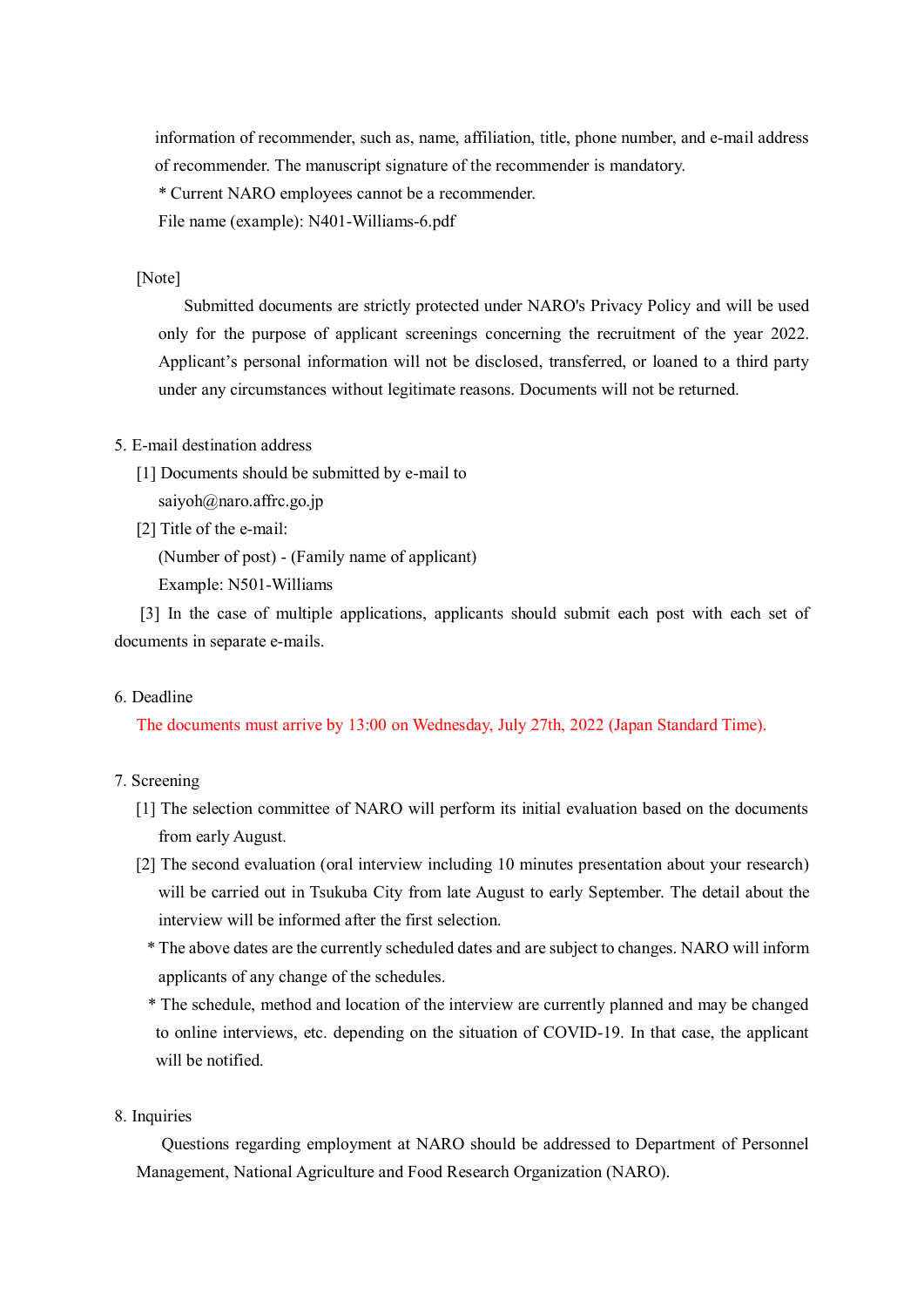information of recommender, such as, name, affiliation, title, phone number, and e-mail address of recommender. The manuscript signature of the recommender is mandatory.

\* Current NARO employees cannot be a recommender.

File name (example): N401-Williams-6.pdf

[Note]

Submitted documents are strictly protected under NARO's Privacy Policy and will be used only for the purpose of applicant screenings concerning the recruitment of the year 2022. Applicant's personal information will not be disclosed, transferred, or loaned to a third party under any circumstances without legitimate reasons. Documents will not be returned.

5. E-mail destination address

[1] Documents should be submitted by e-mail to saiyoh@naro.affrc.go.jp

[2] Title of the e-mail:
(Number of post) - (Family name of applicant)
Example: N501-Williams

[3] In the case of multiple applications, applicants should submit each post with each set of documents in separate e-mails.

6. Deadline

The documents must arrive by 13:00 on Wednesday, July 27th, 2022 (Japan Standard Time).

7. Screening

[1] The selection committee of NARO will perform its initial evaluation based on the documents from early August.

[2] The second evaluation (oral interview including 10 minutes presentation about your research) will be carried out in Tsukuba City from late August to early September. The detail about the interview will be informed after the first selection.

\* The above dates are the currently scheduled dates and are subject to changes. NARO will inform applicants of any change of the schedules.

\* The schedule, method and location of the interview are currently planned and may be changed to online interviews, etc. depending on the situation of COVID-19. In that case, the applicant will be notified.

8. Inquiries

Questions regarding employment at NARO should be addressed to Department of Personnel Management, National Agriculture and Food Research Organization (NARO).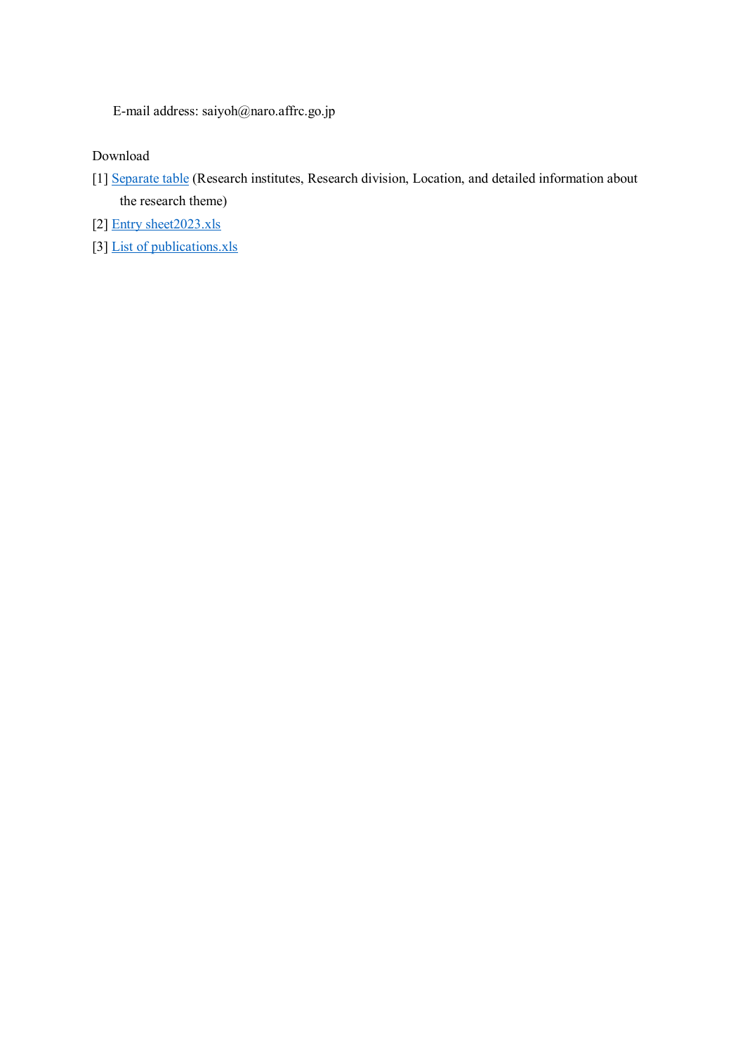E-mail address: saiyoh@naro.affrc.go.jp

Download

[1] Separate table (Research institutes, Research division, Location, and detailed information about the research theme)

[2] Entry sheet2023.xls

[3] List of publications.xls